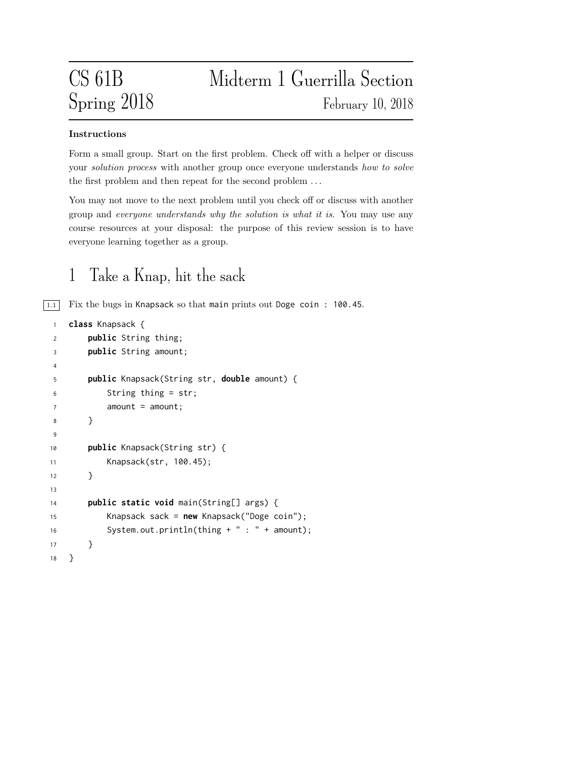# CS 61B Spring 2018 — Midterm 1 Guerrilla Section

February 10, 2018

**Instructions**

Form a small group. Start on the first problem. Check off with a helper or discuss your *solution process* with another group once everyone understands *how to solve* the first problem and then repeat for the second problem ...

You may not move to the next problem until you check off or discuss with another group and *everyone understands why the solution is what it is*. You may use any course resources at your disposal: the purpose of this review session is to have everyone learning together as a group.

## 1 Take a Knap, hit the sack

1.1 Fix the bugs in `Knapsack` so that `main` prints out `Doge coin : 100.45`.

```java
class Knapsack {
    public String thing;
    public String amount;

    public Knapsack(String str, double amount) {
        String thing = str;
        amount = amount;
    }

    public Knapsack(String str) {
        Knapsack(str, 100.45);
    }

    public static void main(String[] args) {
        Knapsack sack = new Knapsack("Doge coin");
        System.out.println(thing + " : " + amount);
    }
}
```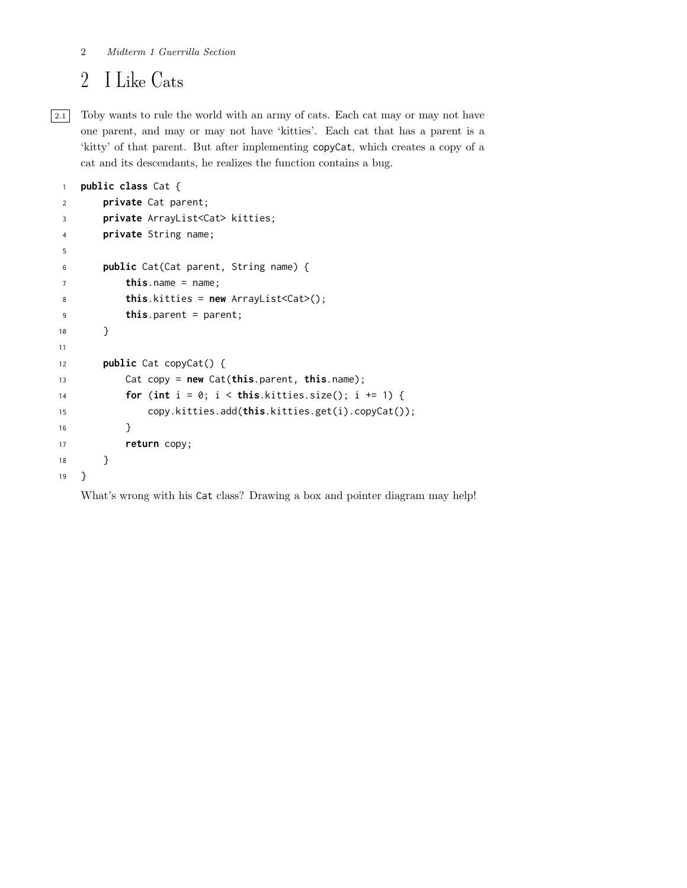## 2 I Like Cats

2.1 Toby wants to rule the world with an army of cats. Each cat may or may not have one parent, and may or may not have 'kitties'. Each cat that has a parent is a 'kitty' of that parent. But after implementing copyCat, which creates a copy of a cat and its descendants, he realizes the function contains a bug.

```
1  public class Cat {
2      private Cat parent;
3      private ArrayList<Cat> kitties;
4      private String name;
5
6      public Cat(Cat parent, String name) {
7          this.name = name;
8          this.kitties = new ArrayList<Cat>();
9          this.parent = parent;
10     }
11
12     public Cat copyCat() {
13         Cat copy = new Cat(this.parent, this.name);
14         for (int i = 0; i < this.kitties.size(); i += 1) {
15             copy.kitties.add(this.kitties.get(i).copyCat());
16         }
17         return copy;
18     }
19 }
```

What's wrong with his Cat class? Drawing a box and pointer diagram may help!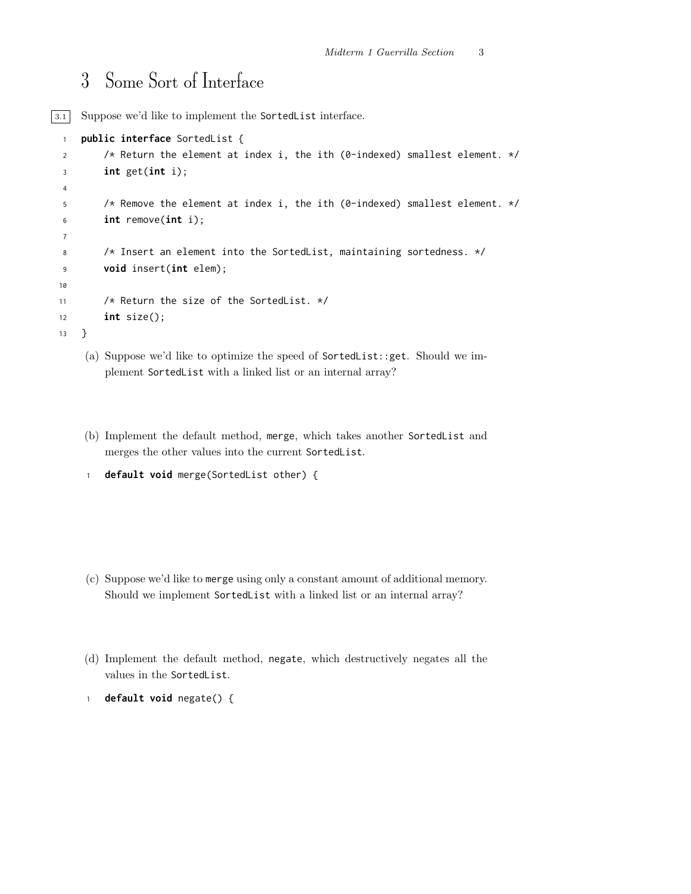# 3 Some Sort of Interface

3.1 Suppose we'd like to implement the SortedList interface.

```
public interface SortedList {
    /* Return the element at index i, the ith (0-indexed) smallest element. */
    int get(int i);

    /* Remove the element at index i, the ith (0-indexed) smallest element. */
    int remove(int i);

    /* Insert an element into the SortedList, maintaining sortedness. */
    void insert(int elem);

    /* Return the size of the SortedList. */
    int size();
}
```

(a) Suppose we'd like to optimize the speed of SortedList::get. Should we implement SortedList with a linked list or an internal array?

(b) Implement the default method, merge, which takes another SortedList and merges the other values into the current SortedList.

```
default void merge(SortedList other) {
```

(c) Suppose we'd like to merge using only a constant amount of additional memory. Should we implement SortedList with a linked list or an internal array?

(d) Implement the default method, negate, which destructively negates all the values in the SortedList.

```
default void negate() {
```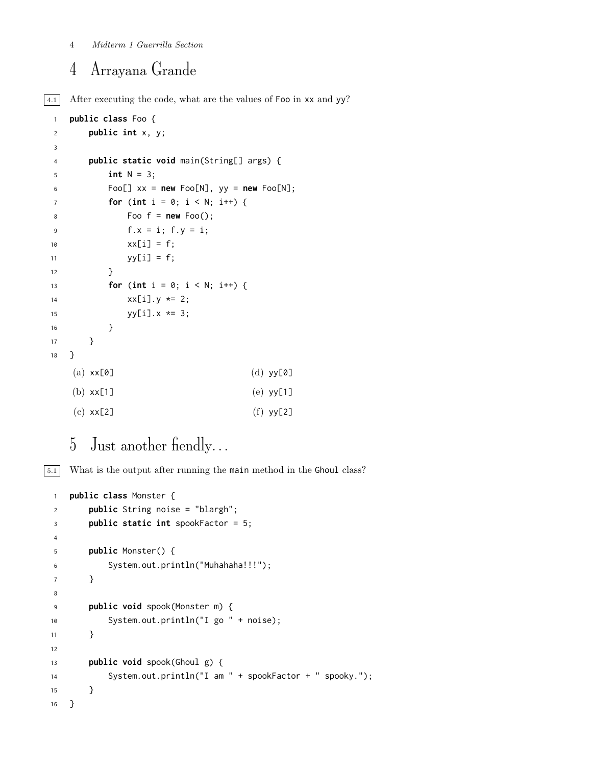## 4 Arrayana Grande

4.1 After executing the code, what are the values of Foo in xx and yy?

```
public class Foo {
    public int x, y;

    public static void main(String[] args) {
        int N = 3;
        Foo[] xx = new Foo[N], yy = new Foo[N];
        for (int i = 0; i < N; i++) {
            Foo f = new Foo();
            f.x = i; f.y = i;
            xx[i] = f;
            yy[i] = f;
        }
        for (int i = 0; i < N; i++) {
            xx[i].y *= 2;
            yy[i].x *= 3;
        }
    }
}
```

(a) xx[0]

(b) xx[1]

(c) xx[2]

(d) yy[0]

(e) yy[1]

(f) yy[2]

## 5 Just another fiendly...

5.1 What is the output after running the main method in the Ghoul class?

```
public class Monster {
    public String noise = "blargh";
    public static int spookFactor = 5;

    public Monster() {
        System.out.println("Muhahaha!!!");
    }

    public void spook(Monster m) {
        System.out.println("I go " + noise);
    }

    public void spook(Ghoul g) {
        System.out.println("I am " + spookFactor + " spooky.");
    }
}
```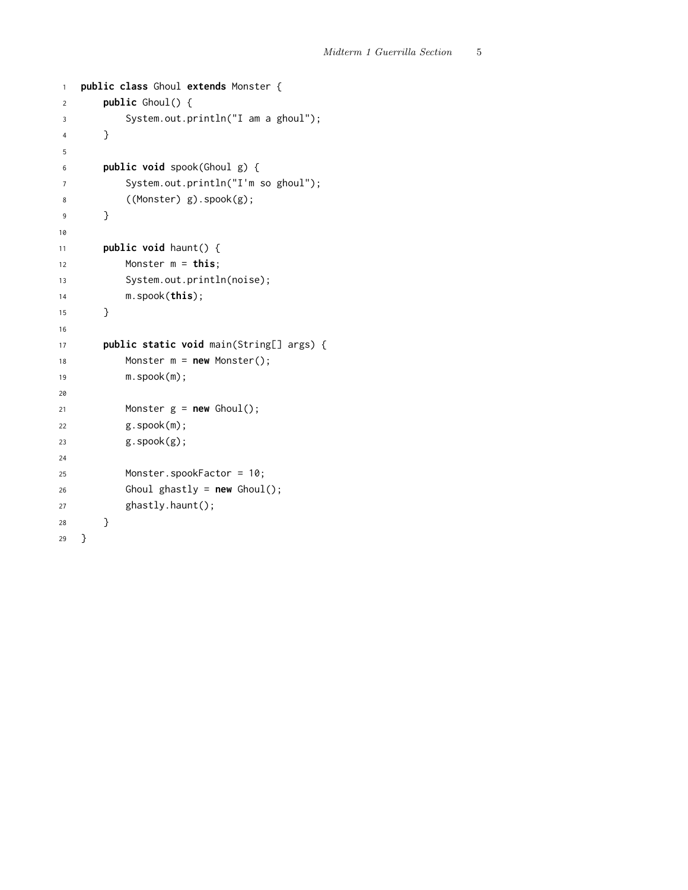```java
public class Ghoul extends Monster {
    public Ghoul() {
        System.out.println("I am a ghoul");
    }

    public void spook(Ghoul g) {
        System.out.println("I'm so ghoul");
        ((Monster) g).spook(g);
    }

    public void haunt() {
        Monster m = this;
        System.out.println(noise);
        m.spook(this);
    }

    public static void main(String[] args) {
        Monster m = new Monster();
        m.spook(m);

        Monster g = new Ghoul();
        g.spook(m);
        g.spook(g);

        Monster.spookFactor = 10;
        Ghoul ghastly = new Ghoul();
        ghastly.haunt();
    }
}
```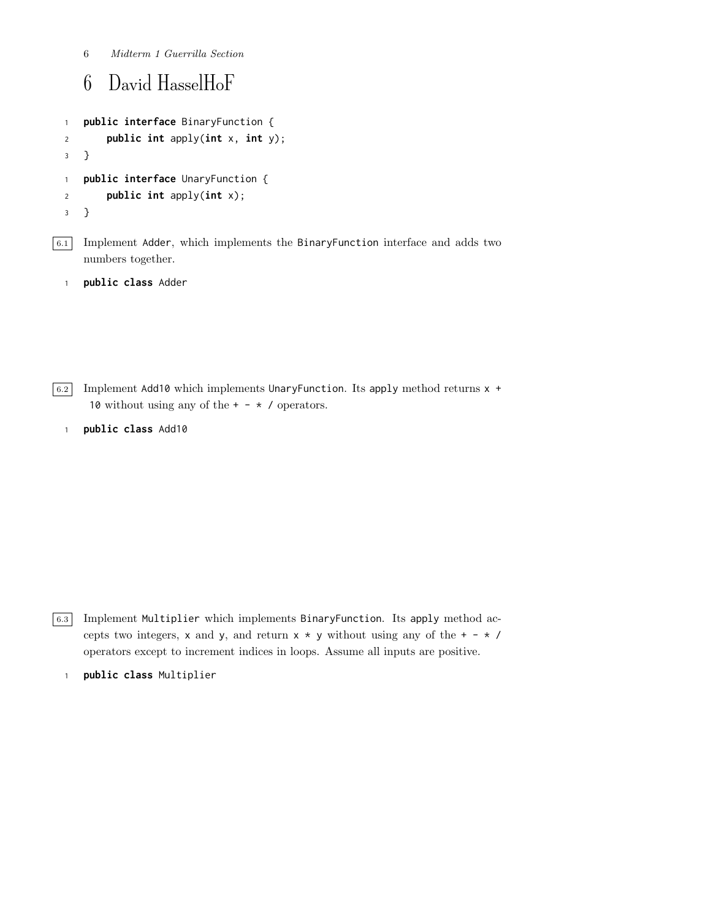# 6 David HasselHoF

```java
public interface BinaryFunction {
    public int apply(int x, int y);
}
```

```java
public interface UnaryFunction {
    public int apply(int x);
}
```

6.1 Implement `Adder`, which implements the `BinaryFunction` interface and adds two numbers together.

```java
public class Adder
```

6.2 Implement `Add10` which implements `UnaryFunction`. Its `apply` method returns `x + 10` without using any of the `+ - * /` operators.

```java
public class Add10
```

6.3 Implement `Multiplier` which implements `BinaryFunction`. Its `apply` method accepts two integers, `x` and `y`, and return `x * y` without using any of the `+ - * /` operators except to increment indices in loops. Assume all inputs are positive.

```java
public class Multiplier
```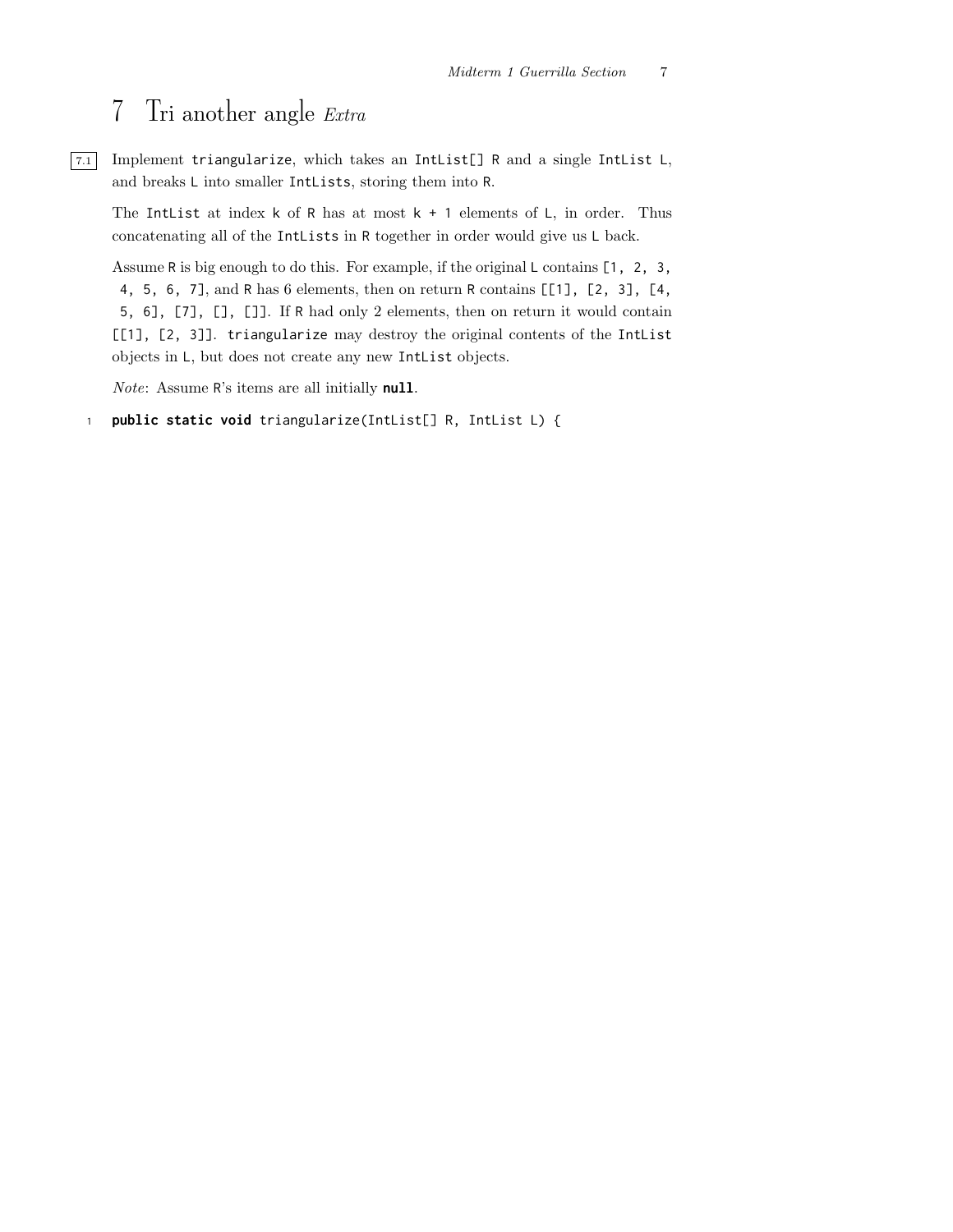# 7 Tri another angle *Extra*

7.1 Implement `triangularize`, which takes an `IntList[] R` and a single `IntList L`, and breaks `L` into smaller `IntLists`, storing them into `R`.

The `IntList` at index `k` of `R` has at most `k + 1` elements of `L`, in order. Thus concatenating all of the `IntLists` in `R` together in order would give us `L` back.

Assume `R` is big enough to do this. For example, if the original `L` contains `[1, 2, 3, 4, 5, 6, 7]`, and `R` has 6 elements, then on return `R` contains `[[1], [2, 3], [4, 5, 6], [7], [], []]`. If `R` had only 2 elements, then on return it would contain `[[1], [2, 3]]`. `triangularize` may destroy the original contents of the `IntList` objects in `L`, but does not create any new `IntList` objects.

*Note*: Assume `R`'s items are all initially **null**.

```
public static void triangularize(IntList[] R, IntList L) {
```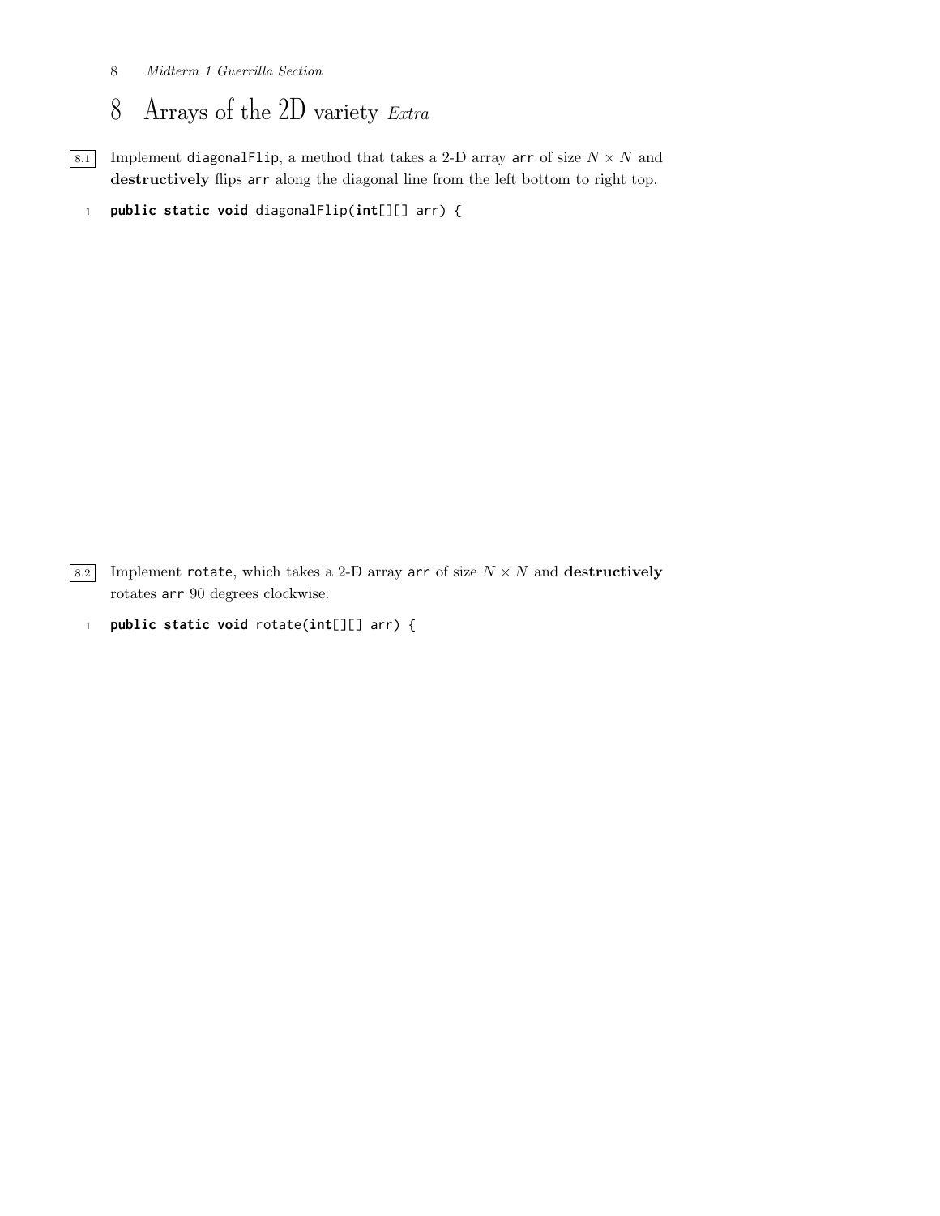# 8 Arrays of the 2D variety *Extra*

8.1 Implement `diagonalFlip`, a method that takes a 2-D array `arr` of size $N \times N$ and **destructively** flips `arr` along the diagonal line from the left bottom to right top.

```java
public static void diagonalFlip(int[][] arr) {
```

8.2 Implement `rotate`, which takes a 2-D array `arr` of size $N \times N$ and **destructively** rotates `arr` 90 degrees clockwise.

```java
public static void rotate(int[][] arr) {
```